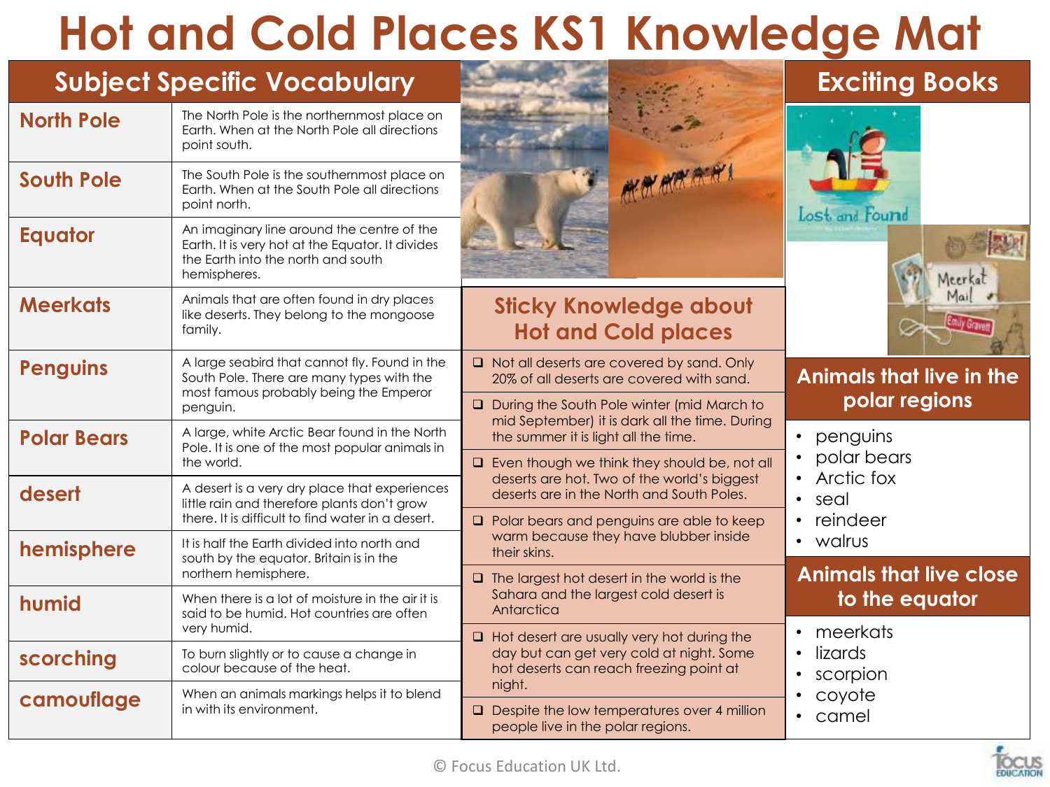# Hot and Cold Places KS1 Knowledge Mat

## Subject Specific Vocabulary

| Term | Definition |
| --- | --- |
| North Pole | The North Pole is the northernmost place on Earth. When at the North Pole all directions point south. |
| South Pole | The South Pole is the southernmost place on Earth. When at the South Pole all directions point north. |
| Equator | An imaginary line around the centre of the Earth. It is very hot at the Equator. It divides the Earth into the north and south hemispheres. |
| Meerkats | Animals that are often found in dry places like deserts. They belong to the mongoose family. |
| Penguins | A large seabird that cannot fly. Found in the South Pole. There are many types with the most famous probably being the Emperor penguin. |
| Polar Bears | A large, white Arctic Bear found in the North Pole. It is one of the most popular animals in the world. |
| desert | A desert is a very dry place that experiences little rain and therefore plants don't grow there. It is difficult to find water in a desert. |
| hemisphere | It is half the Earth divided into north and south by the equator. Britain is in the northern hemisphere. |
| humid | When there is a lot of moisture in the air it is said to be humid. Hot countries are often very humid. |
| scorching | To burn slightly or to cause a change in colour because of the heat. |
| camouflage | When an animals markings helps it to blend in with its environment. |

## Sticky Knowledge about Hot and Cold places

- Not all deserts are covered by sand. Only 20% of all deserts are covered with sand.
- During the South Pole winter (mid March to mid September) it is dark all the time. During the summer it is light all the time.
- Even though we think they should be, not all deserts are hot. Two of the world's biggest deserts are in the North and South Poles.
- Polar bears and penguins are able to keep warm because they have blubber inside their skins.
- The largest hot desert in the world is the Sahara and the largest cold desert is Antarctica
- Hot desert are usually very hot during the day but can get very cold at night. Some hot deserts can reach freezing point at night.
- Despite the low temperatures over 4 million people live in the polar regions.

## Exciting Books

- Lost and Found
- Meerkat Mail

## Animals that live in the polar regions

- penguins
- polar bears
- Arctic fox
- seal
- reindeer
- walrus

## Animals that live close to the equator

- meerkats
- lizards
- scorpion
- coyote
- camel

© Focus Education UK Ltd.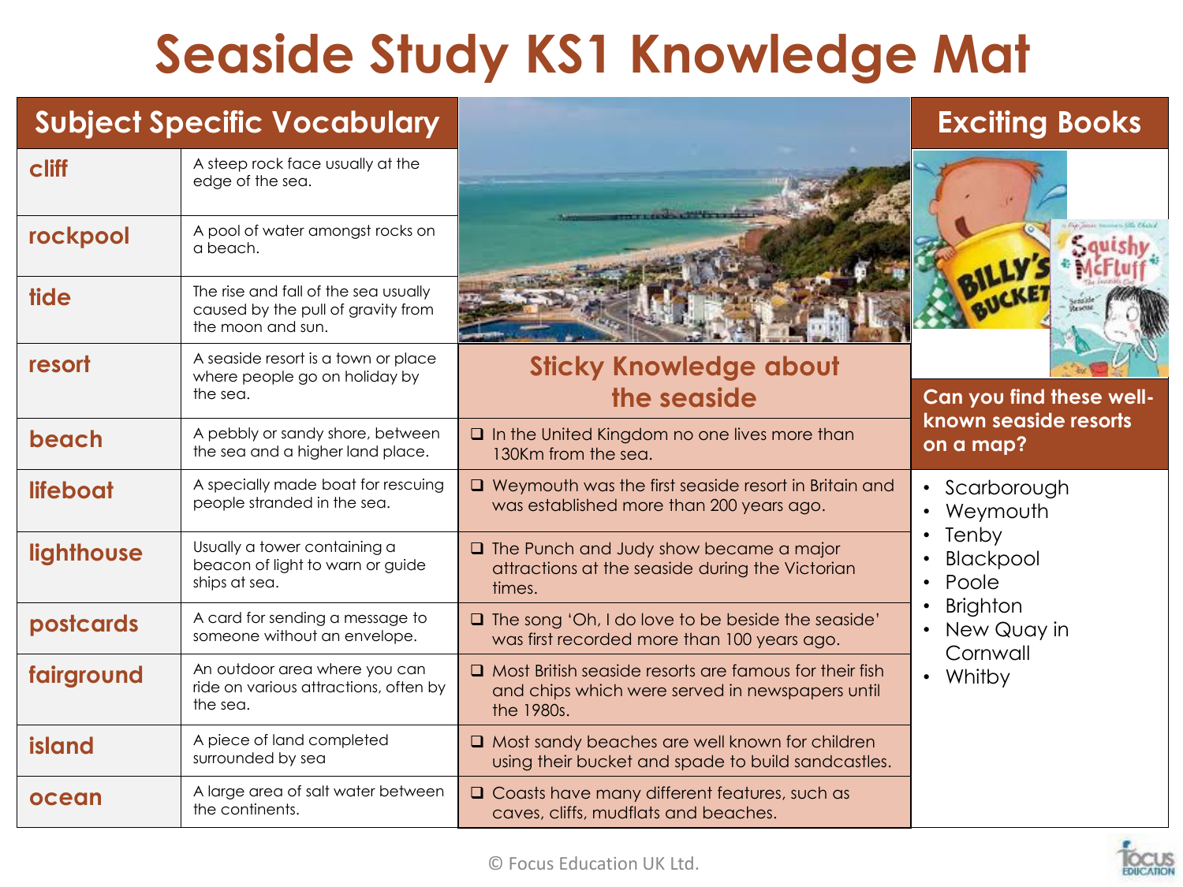# Seaside Study KS1 Knowledge Mat

## Subject Specific Vocabulary

| Word | Definition |
|---|---|
| cliff | A steep rock face usually at the edge of the sea. |
| rockpool | A pool of water amongst rocks on a beach. |
| tide | The rise and fall of the sea usually caused by the pull of gravity from the moon and sun. |
| resort | A seaside resort is a town or place where people go on holiday by the sea. |
| beach | A pebbly or sandy shore, between the sea and a higher land place. |
| lifeboat | A specially made boat for rescuing people stranded in the sea. |
| lighthouse | Usually a tower containing a beacon of light to warn or guide ships at sea. |
| postcards | A card for sending a message to someone without an envelope. |
| fairground | An outdoor area where you can ride on various attractions, often by the sea. |
| island | A piece of land completed surrounded by sea |
| ocean | A large area of salt water between the continents. |

## Sticky Knowledge about the seaside

- ❑ In the United Kingdom no one lives more than 130Km from the sea.
- ❑ Weymouth was the first seaside resort in Britain and was established more than 200 years ago.
- ❑ The Punch and Judy show became a major attractions at the seaside during the Victorian times.
- ❑ The song 'Oh, I do love to be beside the seaside' was first recorded more than 100 years ago.
- ❑ Most British seaside resorts are famous for their fish and chips which were served in newspapers until the 1980s.
- ❑ Most sandy beaches are well known for children using their bucket and spade to build sandcastles.
- ❑ Coasts have many different features, such as caves, cliffs, mudflats and beaches.

## Exciting Books

## Can you find these well-known seaside resorts on a map?

- Scarborough
- Weymouth
- Tenby
- Blackpool
- Poole
- Brighton
- New Quay in Cornwall
- Whitby

© Focus Education UK Ltd.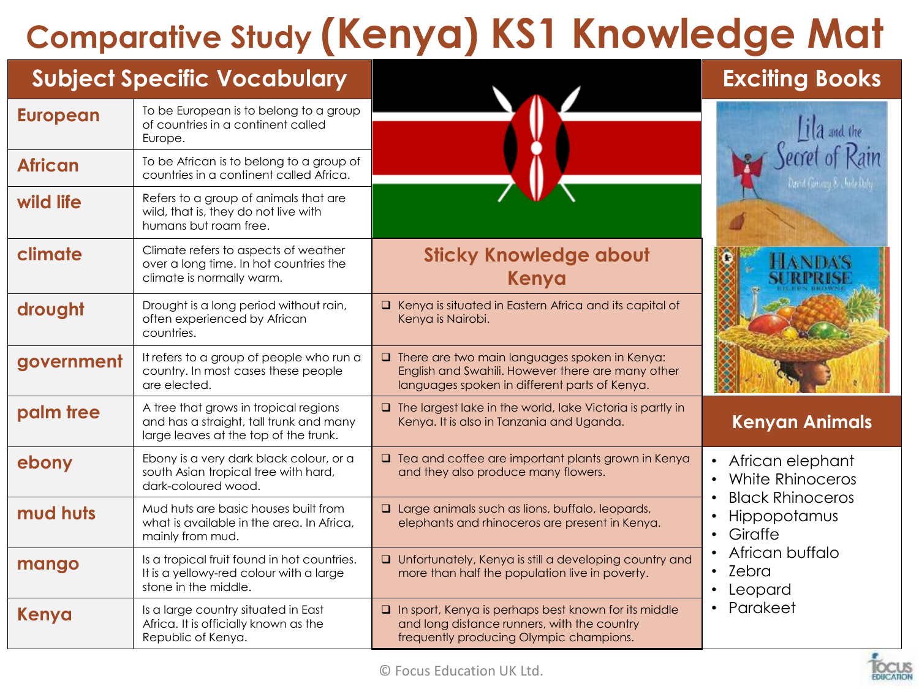# Comparative Study (Kenya) KS1 Knowledge Mat

## Subject Specific Vocabulary

| Word | Meaning |
|---|---|
| **European** | To be European is to belong to a group of countries in a continent called Europe. |
| **African** | To be African is to belong to a group of countries in a continent called Africa. |
| **wild life** | Refers to a group of animals that are wild, that is, they do not live with humans but roam free. |
| **climate** | Climate refers to aspects of weather over a long time. In hot countries the climate is normally warm. |
| **drought** | Drought is a long period without rain, often experienced by African countries. |
| **government** | It refers to a group of people who run a country. In most cases these people are elected. |
| **palm tree** | A tree that grows in tropical regions and has a straight, tall trunk and many large leaves at the top of the trunk. |
| **ebony** | Ebony is a very dark black colour, or a south Asian tropical tree with hard, dark-coloured wood. |
| **mud huts** | Mud huts are basic houses built from what is available in the area. In Africa, mainly from mud. |
| **mango** | Is a tropical fruit found in hot countries. It is a yellowy-red colour with a large stone in the middle. |
| **Kenya** | Is a large country situated in East Africa. It is officially known as the Republic of Kenya. |

## Sticky Knowledge about Kenya

- Kenya is situated in Eastern Africa and its capital of Kenya is Nairobi.
- There are two main languages spoken in Kenya: English and Swahili. However there are many other languages spoken in different parts of Kenya.
- The largest lake in the world, lake Victoria is partly in Kenya. It is also in Tanzania and Uganda.
- Tea and coffee are important plants grown in Kenya and they also produce many flowers.
- Large animals such as lions, buffalo, leopards, elephants and rhinoceros are present in Kenya.
- Unfortunately, Kenya is still a developing country and more than half the population live in poverty.
- In sport, Kenya is perhaps best known for its middle and long distance runners, with the country frequently producing Olympic champions.

## Exciting Books

- Lila and the Secret of Rain – David Conway & Jude Daly
- Handa's Surprise – Eileen Browne

## Kenyan Animals

- African elephant
- White Rhinoceros
- Black Rhinoceros
- Hippopotamus
- Giraffe
- African buffalo
- Zebra
- Leopard
- Parakeet

© Focus Education UK Ltd.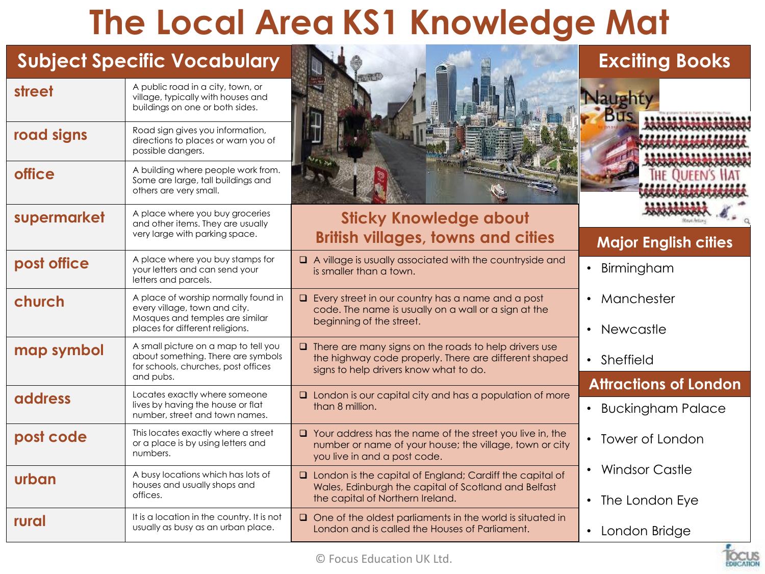# The Local Area KS1 Knowledge Mat

## Subject Specific Vocabulary

| Word | Meaning |
|---|---|
| **street** | A public road in a city, town, or village, typically with houses and buildings on one or both sides. |
| **road signs** | Road sign gives you information, directions to places or warn you of possible dangers. |
| **office** | A building where people work from. Some are large, tall buildings and others are very small. |
| **supermarket** | A place where you buy groceries and other items. They are usually very large with parking space. |
| **post office** | A place where you buy stamps for your letters and can send your letters and parcels. |
| **church** | A place of worship normally found in every village, town and city. Mosques and temples are similar places for different religions. |
| **map symbol** | A small picture on a map to tell you about something. There are symbols for schools, churches, post offices and pubs. |
| **address** | Locates exactly where someone lives by having the house or flat number, street and town names. |
| **post code** | This locates exactly where a street or a place is by using letters and numbers. |
| **urban** | A busy locations which has lots of houses and usually shops and offices. |
| **rural** | It is a location in the country. It is not usually as busy as an urban place. |

## Sticky Knowledge about British villages, towns and cities

- A village is usually associated with the countryside and is smaller than a town.
- Every street in our country has a name and a post code. The name is usually on a wall or a sign at the beginning of the street.
- There are many signs on the roads to help drivers use the highway code properly. There are different shaped signs to help drivers know what to do.
- London is our capital city and has a population of more than 8 million.
- Your address has the name of the street you live in, the number or name of your house; the village, town or city you live in and a post code.
- London is the capital of England; Cardiff the capital of Wales, Edinburgh the capital of Scotland and Belfast the capital of Northern Ireland.
- One of the oldest parliaments in the world is situated in London and is called the Houses of Parliament.

## Exciting Books

- Naughty Bus
- The Queen's Hat

## Major English cities

- Birmingham
- Manchester
- Newcastle
- Sheffield

## Attractions of London

- Buckingham Palace
- Tower of London
- Windsor Castle
- The London Eye
- London Bridge

© Focus Education UK Ltd.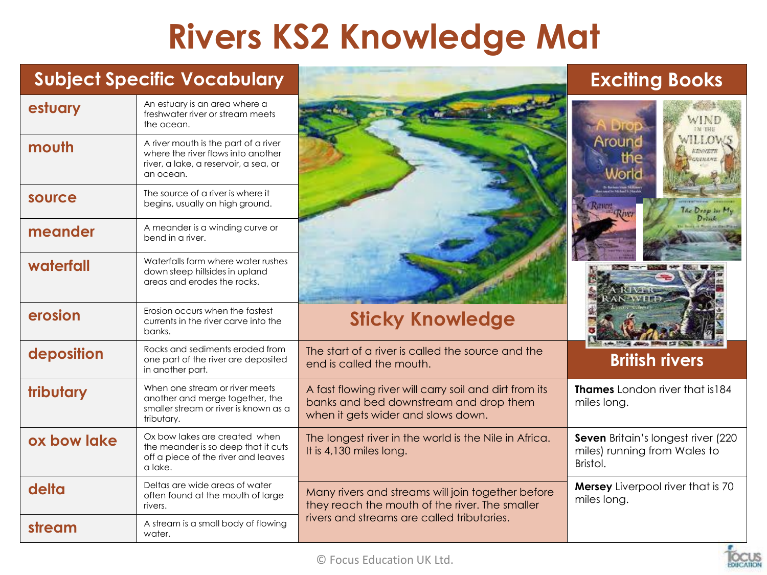# Rivers KS2 Knowledge Mat

## Subject Specific Vocabulary

| Term | Definition |
| --- | --- |
| **estuary** | An estuary is an area where a freshwater river or stream meets the ocean. |
| **mouth** | A river mouth is the part of a river where the river flows into another river, a lake, a reservoir, a sea, or an ocean. |
| **source** | The source of a river is where it begins, usually on high ground. |
| **meander** | A meander is a winding curve or bend in a river. |
| **waterfall** | Waterfalls form where water rushes down steep hillsides in upland areas and erodes the rocks. |
| **erosion** | Erosion occurs when the fastest currents in the river carve into the banks. |
| **deposition** | Rocks and sediments eroded from one part of the river are deposited in another part. |
| **tributary** | When one stream or river meets another and merge together, the smaller stream or river is known as a tributary. |
| **ox bow lake** | Ox bow lakes are created when the meander is so deep that it cuts off a piece of the river and leaves a lake. |
| **delta** | Deltas are wide areas of water often found at the mouth of large rivers. |
| **stream** | A stream is a small body of flowing water. |

## Sticky Knowledge

- The start of a river is called the source and the end is called the mouth.
- A fast flowing river will carry soil and dirt from its banks and bed downstream and drop them when it gets wider and slows down.
- The longest river in the world is the Nile in Africa. It is 4,130 miles long.
- Many rivers and streams will join together before they reach the mouth of the river. The smaller rivers and streams are called tributaries.

## Exciting Books

- A Drop Around the World
- Wind in the Willows – Kenneth Grahame
- Raven and River
- The Drop in My Drink
- A River Ran Wild – Lynne Cherry

## British rivers

- **Thames** London river that is184 miles long.
- **Seven** Britain's longest river (220 miles) running from Wales to Bristol.
- **Mersey** Liverpool river that is 70 miles long.

© Focus Education UK Ltd.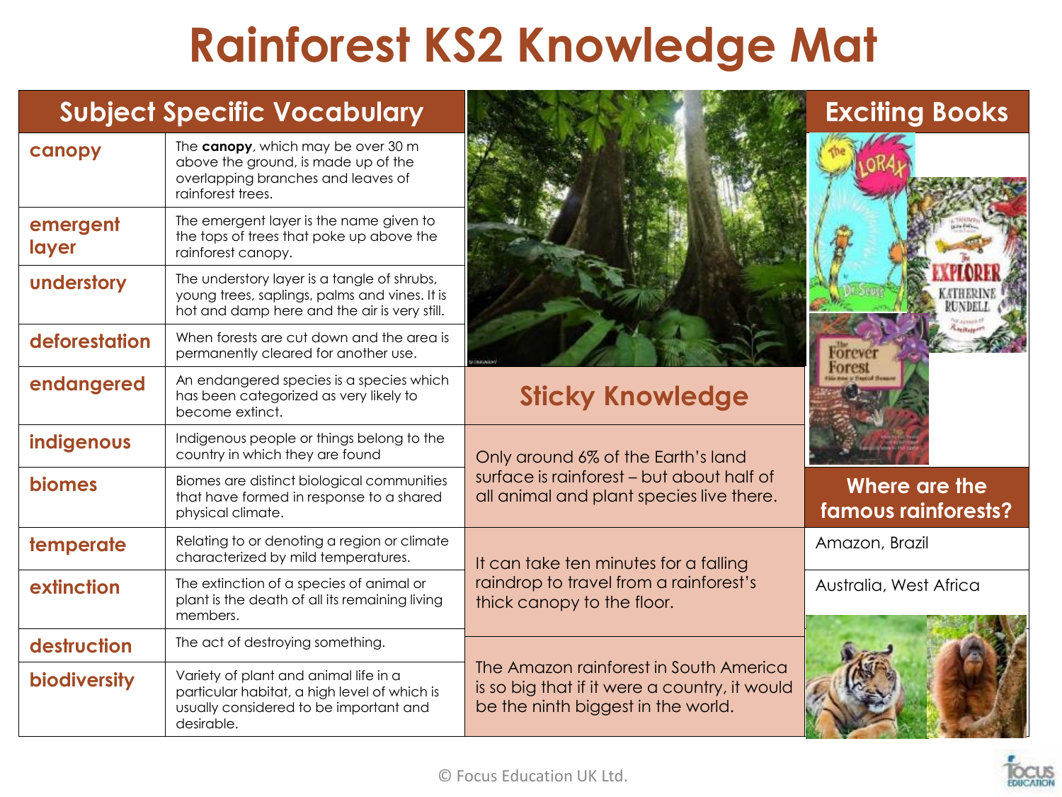# Rainforest KS2 Knowledge Mat

## Subject Specific Vocabulary

| Term | Definition |
|---|---|
| **canopy** | The **canopy**, which may be over 30 m above the ground, is made up of the overlapping branches and leaves of rainforest trees. |
| **emergent layer** | The emergent layer is the name given to the tops of trees that poke up above the rainforest canopy. |
| **understory** | The understory layer is a tangle of shrubs, young trees, saplings, palms and vines. It is hot and damp here and the air is very still. |
| **deforestation** | When forests are cut down and the area is permanently cleared for another use. |
| **endangered** | An endangered species is a species which has been categorized as very likely to become extinct. |
| **indigenous** | Indigenous people or things belong to the country in which they are found |
| **biomes** | Biomes are distinct biological communities that have formed in response to a shared physical climate. |
| **temperate** | Relating to or denoting a region or climate characterized by mild temperatures. |
| **extinction** | The extinction of a species of animal or plant is the death of all its remaining living members. |
| **destruction** | The act of destroying something. |
| **biodiversity** | Variety of plant and animal life in a particular habitat, a high level of which is usually considered to be important and desirable. |

## Sticky Knowledge

Only around 6% of the Earth's land surface is rainforest – but about half of all animal and plant species live there.

It can take ten minutes for a falling raindrop to travel from a rainforest's thick canopy to the floor.

The Amazon rainforest in South America is so big that if it were a country, it would be the ninth biggest in the world.

## Exciting Books

## Where are the famous rainforests?

Amazon, Brazil

Australia, West Africa

© Focus Education UK Ltd.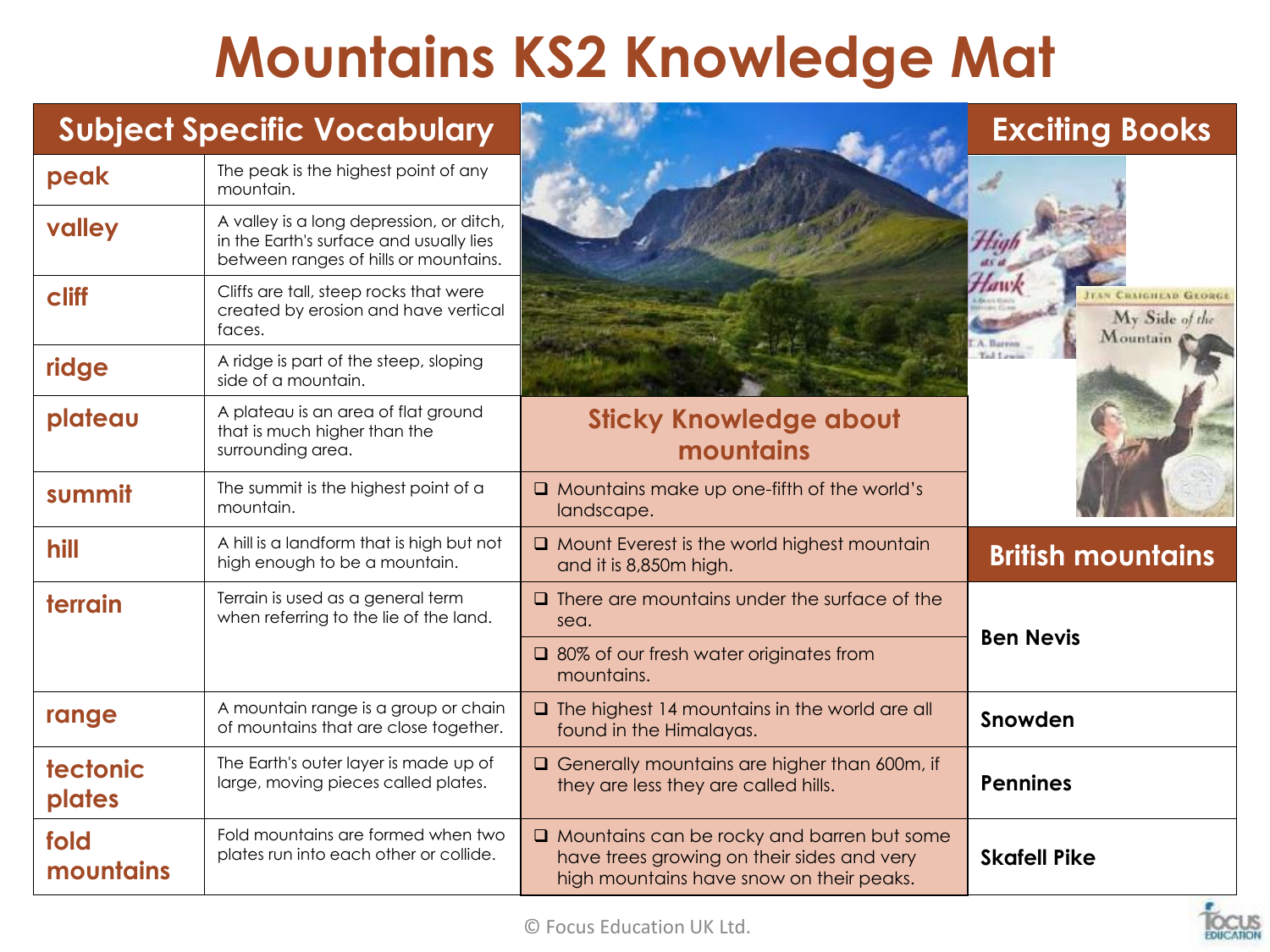# Mountains KS2 Knowledge Mat

## Subject Specific Vocabulary

| Term | Definition |
|---|---|
| **peak** | The peak is the highest point of any mountain. |
| **valley** | A valley is a long depression, or ditch, in the Earth's surface and usually lies between ranges of hills or mountains. |
| **cliff** | Cliffs are tall, steep rocks that were created by erosion and have vertical faces. |
| **ridge** | A ridge is part of the steep, sloping side of a mountain. |
| **plateau** | A plateau is an area of flat ground that is much higher than the surrounding area. |
| **summit** | The summit is the highest point of a mountain. |
| **hill** | A hill is a landform that is high but not high enough to be a mountain. |
| **terrain** | Terrain is used as a general term when referring to the lie of the land. |
| **range** | A mountain range is a group or chain of mountains that are close together. |
| **tectonic plates** | The Earth's outer layer is made up of large, moving pieces called plates. |
| **fold mountains** | Fold mountains are formed when two plates run into each other or collide. |

## Sticky Knowledge about mountains

- Mountains make up one-fifth of the world's landscape.
- Mount Everest is the world highest mountain and it is 8,850m high.
- There are mountains under the surface of the sea.
- 80% of our fresh water originates from mountains.
- The highest 14 mountains in the world are all found in the Himalayas.
- Generally mountains are higher than 600m, if they are less they are called hills.
- Mountains can be rocky and barren but some have trees growing on their sides and very high mountains have snow on their peaks.

## Exciting Books

- High as a Hawk
- My Side of the Mountain

## British mountains

- **Ben Nevis**
- **Snowden**
- **Pennines**
- **Skafell Pike**

© Focus Education UK Ltd.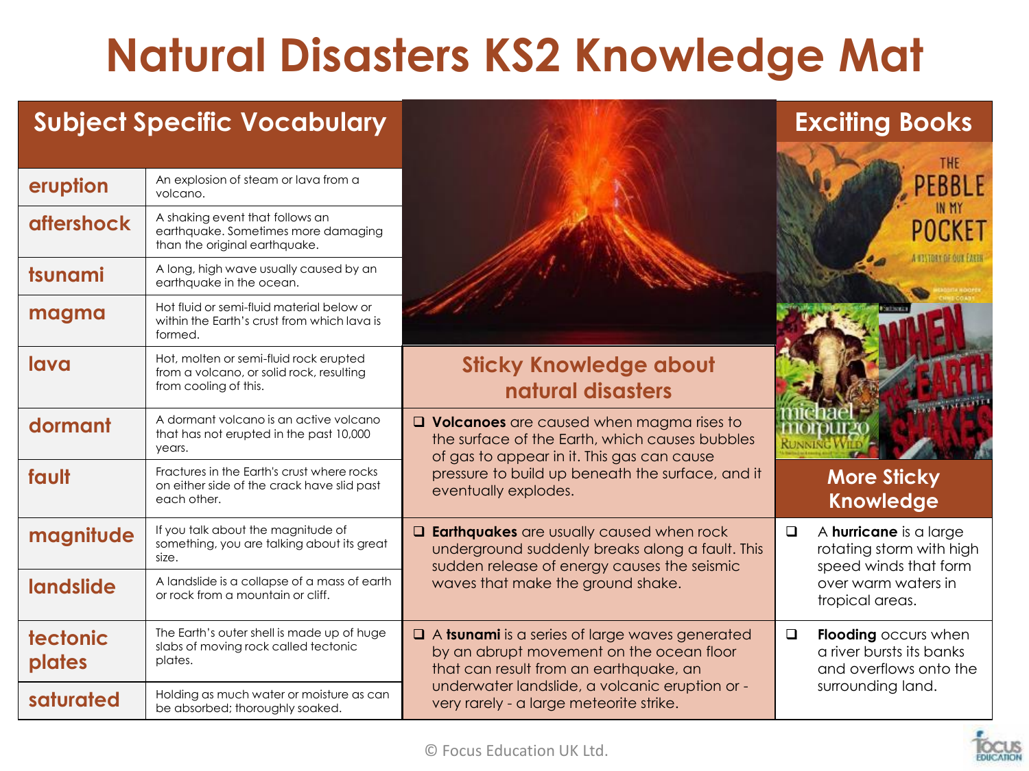# Natural Disasters KS2 Knowledge Mat

## Subject Specific Vocabulary

| Term | Definition |
|---|---|
| eruption | An explosion of steam or lava from a volcano. |
| aftershock | A shaking event that follows an earthquake. Sometimes more damaging than the original earthquake. |
| tsunami | A long, high wave usually caused by an earthquake in the ocean. |
| magma | Hot fluid or semi-fluid material below or within the Earth's crust from which lava is formed. |
| lava | Hot, molten or semi-fluid rock erupted from a volcano, or solid rock, resulting from cooling of this. |
| dormant | A dormant volcano is an active volcano that has not erupted in the past 10,000 years. |
| fault | Fractures in the Earth's crust where rocks on either side of the crack have slid past each other. |
| magnitude | If you talk about the magnitude of something, you are talking about its great size. |
| landslide | A landslide is a collapse of a mass of earth or rock from a mountain or cliff. |
| tectonic plates | The Earth's outer shell is made up of huge slabs of moving rock called tectonic plates. |
| saturated | Holding as much water or moisture as can be absorbed; thoroughly soaked. |

## Sticky Knowledge about natural disasters

- **Volcanoes** are caused when magma rises to the surface of the Earth, which causes bubbles of gas to appear in it. This gas can cause pressure to build up beneath the surface, and it eventually explodes.
- **Earthquakes** are usually caused when rock underground suddenly breaks along a fault. This sudden release of energy causes the seismic waves that make the ground shake.
- A **tsunami** is a series of large waves generated by an abrupt movement on the ocean floor that can result from an earthquake, an underwater landslide, a volcanic eruption or - very rarely - a large meteorite strike.

## Exciting Books

- The Pebble in my Pocket: A History of our Earth
- Michael Morpurgo: Running Wild
- When the Earth Shakes

## More Sticky Knowledge

- A **hurricane** is a large rotating storm with high speed winds that form over warm waters in tropical areas.
- **Flooding** occurs when a river bursts its banks and overflows onto the surrounding land.

© Focus Education UK Ltd.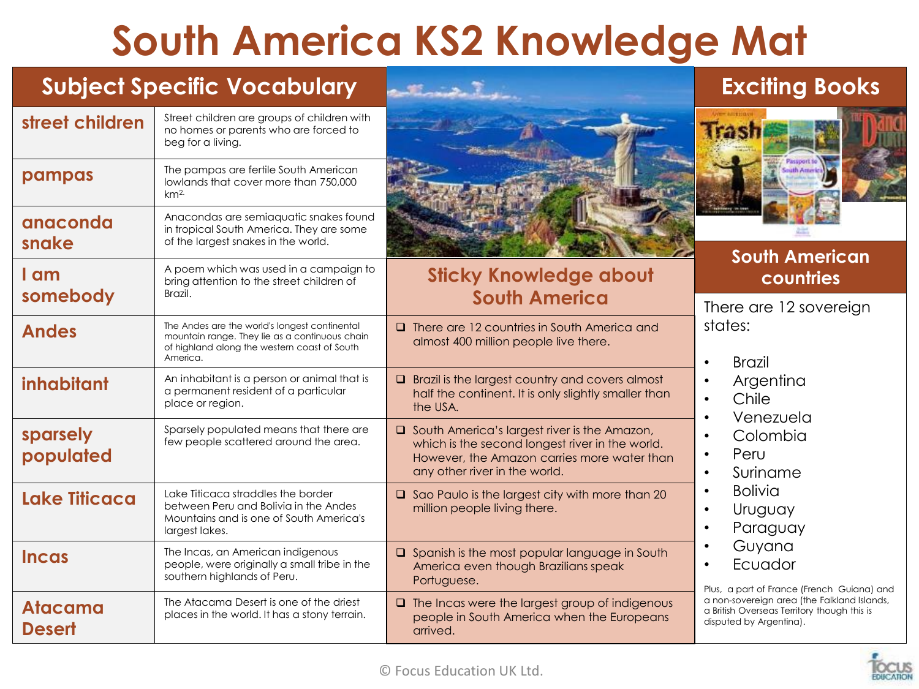# South America KS2 Knowledge Mat

## Subject Specific Vocabulary

| Term | Definition |
|---|---|
| street children | Street children are groups of children with no homes or parents who are forced to beg for a living. |
| pampas | The pampas are fertile South American lowlands that cover more than 750,000 $km^2$. |
| anaconda snake | Anacondas are semiaquatic snakes found in tropical South America. They are some of the largest snakes in the world. |
| I am somebody | A poem which was used in a campaign to bring attention to the street children of Brazil. |
| Andes | The Andes are the world's longest continental mountain range. They lie as a continuous chain of highland along the western coast of South America. |
| inhabitant | An inhabitant is a person or animal that is a permanent resident of a particular place or region. |
| sparsely populated | Sparsely populated means that there are few people scattered around the area. |
| Lake Titicaca | Lake Titicaca straddles the border between Peru and Bolivia in the Andes Mountains and is one of South America's largest lakes. |
| Incas | The Incas, an American indigenous people, were originally a small tribe in the southern highlands of Peru. |
| Atacama Desert | The Atacama Desert is one of the driest places in the world. It has a stony terrain. |

## Sticky Knowledge about South America

- There are 12 countries in South America and almost 400 million people live there.
- Brazil is the largest country and covers almost half the continent. It is only slightly smaller than the USA.
- South America's largest river is the Amazon, which is the second longest river in the world. However, the Amazon carries more water than any other river in the world.
- Sao Paulo is the largest city with more than 20 million people living there.
- Spanish is the most popular language in South America even though Brazilians speak Portuguese.
- The Incas were the largest group of indigenous people in South America when the Europeans arrived.

## Exciting Books

## South American countries

There are 12 sovereign states:

- Brazil
- Argentina
- Chile
- Venezuela
- Colombia
- Peru
- Suriname
- Bolivia
- Uruguay
- Paraguay
- Guyana
- Ecuador

Plus, a part of France (French Guiana) and a non-sovereign area (the Falkland Islands, a British Overseas Territory though this is disputed by Argentina).

© Focus Education UK Ltd.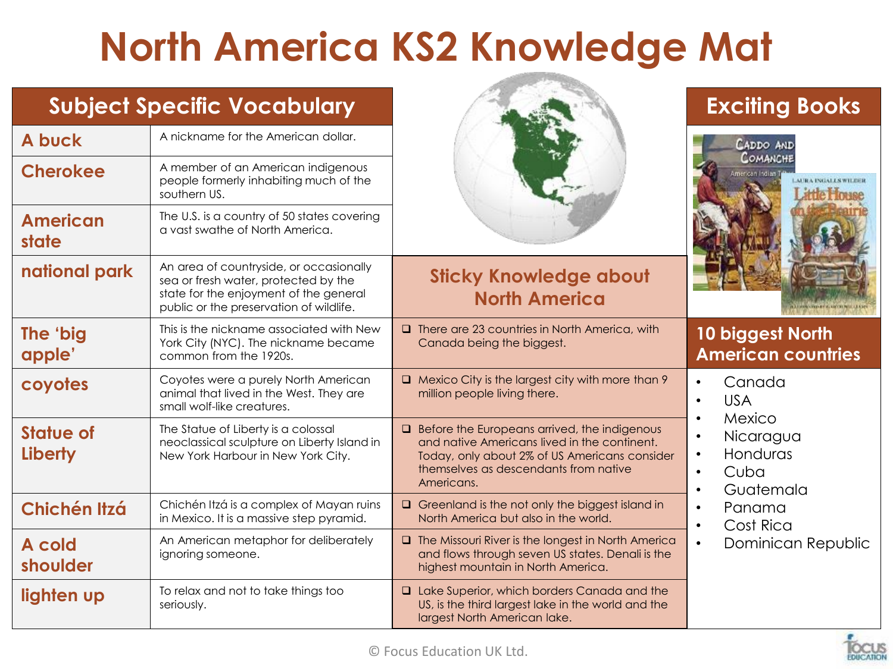# North America KS2 Knowledge Mat

## Subject Specific Vocabulary

| Term | Definition |
|---|---|
| A buck | A nickname for the American dollar. |
| Cherokee | A member of an American indigenous people formerly inhabiting much of the southern US. |
| American state | The U.S. is a country of 50 states covering a vast swathe of North America. |
| national park | An area of countryside, or occasionally sea or fresh water, protected by the state for the enjoyment of the general public or the preservation of wildlife. |
| The 'big apple' | This is the nickname associated with New York City (NYC). The nickname became common from the 1920s. |
| coyotes | Coyotes were a purely North American animal that lived in the West. They are small wolf-like creatures. |
| Statue of Liberty | The Statue of Liberty is a colossal neoclassical sculpture on Liberty Island in New York Harbour in New York City. |
| Chichén Itzá | Chichén Itzá is a complex of Mayan ruins in Mexico. It is a massive step pyramid. |
| A cold shoulder | An American metaphor for deliberately ignoring someone. |
| lighten up | To relax and not to take things too seriously. |

## Sticky Knowledge about North America

- There are 23 countries in North America, with Canada being the biggest.
- Mexico City is the largest city with more than 9 million people living there.
- Before the Europeans arrived, the indigenous and native Americans lived in the continent. Today, only about 2% of US Americans consider themselves as descendants from native Americans.
- Greenland is the not only the biggest island in North America but also in the world.
- The Missouri River is the longest in North America and flows through seven US states. Denali is the highest mountain in North America.
- Lake Superior, which borders Canada and the US, is the third largest lake in the world and the largest North American lake.

## Exciting Books

- Caddo and Comanche
- Little House on the Prairie – Laura Ingalls Wilder

## 10 biggest North American countries

- Canada
- USA
- Mexico
- Nicaragua
- Honduras
- Cuba
- Guatemala
- Panama
- Cost Rica
- Dominican Republic

© Focus Education UK Ltd.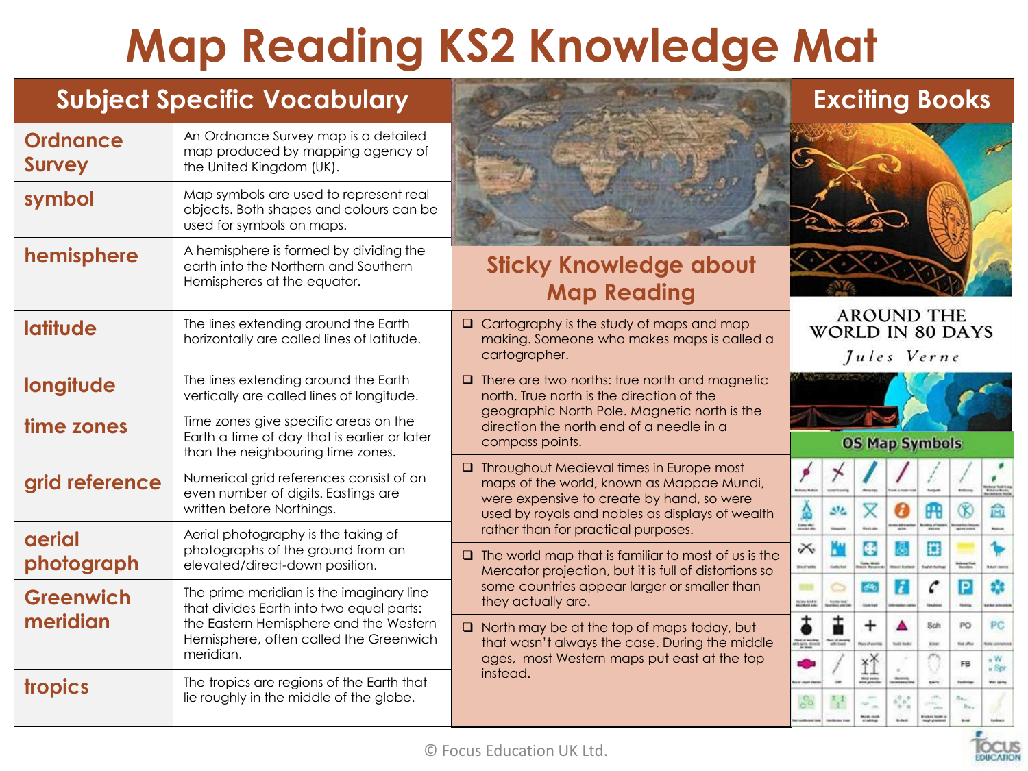# Map Reading KS2 Knowledge Mat

## Subject Specific Vocabulary

| Term | Definition |
|---|---|
| Ordnance Survey | An Ordnance Survey map is a detailed map produced by mapping agency of the United Kingdom (UK). |
| symbol | Map symbols are used to represent real objects. Both shapes and colours can be used for symbols on maps. |
| hemisphere | A hemisphere is formed by dividing the earth into the Northern and Southern Hemispheres at the equator. |
| latitude | The lines extending around the Earth horizontally are called lines of latitude. |
| longitude | The lines extending around the Earth vertically are called lines of longitude. |
| time zones | Time zones give specific areas on the Earth a time of day that is earlier or later than the neighbouring time zones. |
| grid reference | Numerical grid references consist of an even number of digits. Eastings are written before Northings. |
| aerial photograph | Aerial photography is the taking of photographs of the ground from an elevated/direct-down position. |
| Greenwich meridian | The prime meridian is the imaginary line that divides Earth into two equal parts: the Eastern Hemisphere and the Western Hemisphere, often called the Greenwich meridian. |
| tropics | The tropics are regions of the Earth that lie roughly in the middle of the globe. |

## Sticky Knowledge about Map Reading

- Cartography is the study of maps and map making. Someone who makes maps is called a cartographer.
- There are two norths: true north and magnetic north. True north is the direction of the geographic North Pole. Magnetic north is the direction the north end of a needle in a compass points.
- Throughout Medieval times in Europe most maps of the world, known as Mappae Mundi, were expensive to create by hand, so were used by royals and nobles as displays of wealth rather than for practical purposes.
- The world map that is familiar to most of us is the Mercator projection, but it is full of distortions so some countries appear larger or smaller than they actually are.
- North may be at the top of maps today, but that wasn't always the case. During the middle ages, most Western maps put east at the top instead.

## Exciting Books

AROUND THE WORLD IN 80 DAYS
*Jules Verne*

OS Map Symbols

© Focus Education UK Ltd.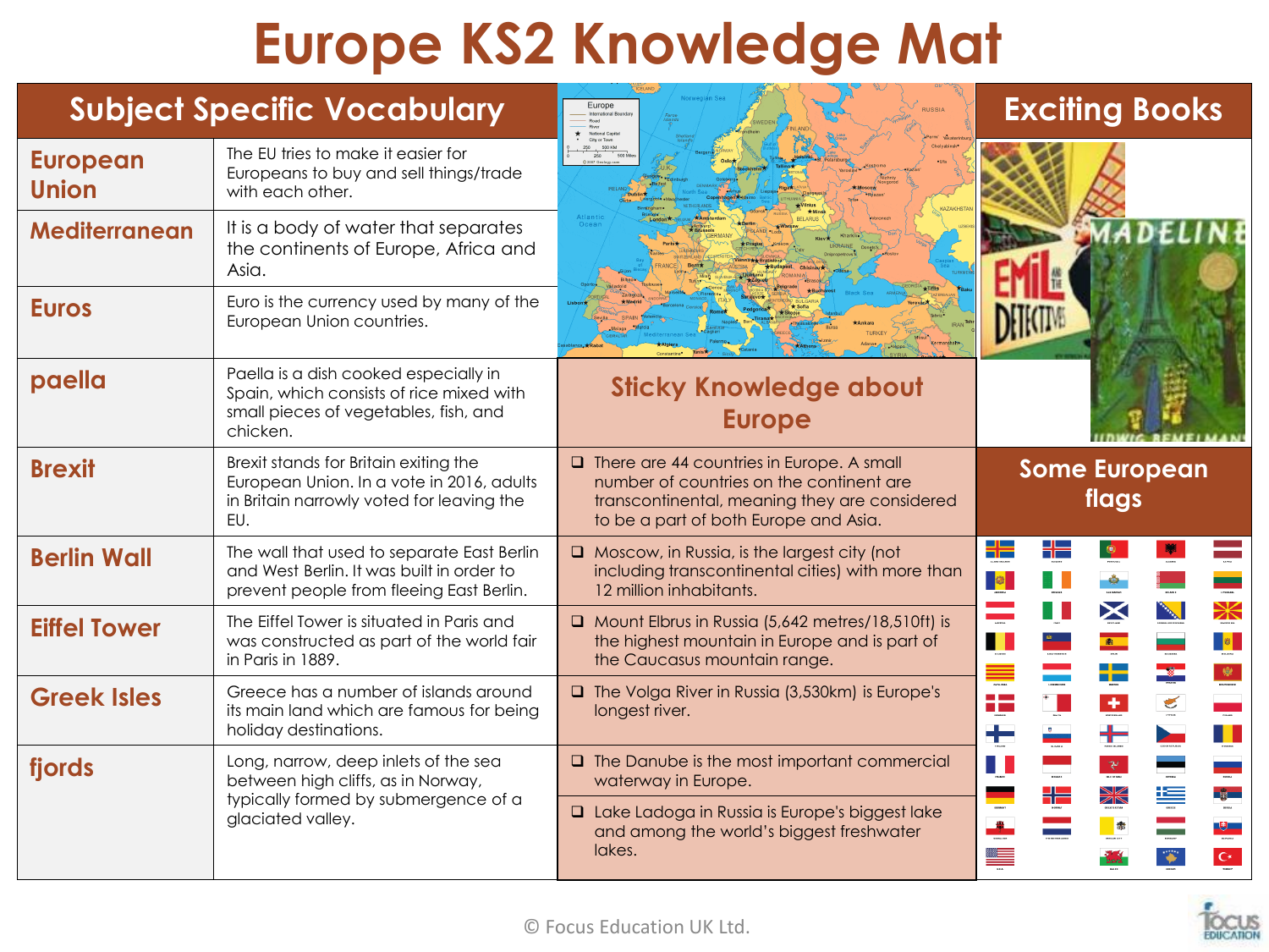# Europe KS2 Knowledge Mat

## Subject Specific Vocabulary

| | |
|---|---|
| **European Union** | The EU tries to make it easier for Europeans to buy and sell things/trade with each other. |
| **Mediterranean** | It is a body of water that separates the continents of Europe, Africa and Asia. |
| **Euros** | Euro is the currency used by many of the European Union countries. |
| **paella** | Paella is a dish cooked especially in Spain, which consists of rice mixed with small pieces of vegetables, fish, and chicken. |
| **Brexit** | Brexit stands for Britain exiting the European Union. In a vote in 2016, adults in Britain narrowly voted for leaving the EU. |
| **Berlin Wall** | The wall that used to separate East Berlin and West Berlin. It was built in order to prevent people from fleeing East Berlin. |
| **Eiffel Tower** | The Eiffel Tower is situated in Paris and was constructed as part of the world fair in Paris in 1889. |
| **Greek Isles** | Greece has a number of islands around its main land which are famous for being holiday destinations. |
| **fjords** | Long, narrow, deep inlets of the sea between high cliffs, as in Norway, typically formed by submergence of a glaciated valley. |

## Sticky Knowledge about Europe

- There are 44 countries in Europe. A small number of countries on the continent are transcontinental, meaning they are considered to be a part of both Europe and Asia.
- Moscow, in Russia, is the largest city (not including transcontinental cities) with more than 12 million inhabitants.
- Mount Elbrus in Russia (5,642 metres/18,510ft) is the highest mountain in Europe and is part of the Caucasus mountain range.
- The Volga River in Russia (3,530km) is Europe's longest river.
- The Danube is the most important commercial waterway in Europe.
- Lake Ladoga in Russia is Europe's biggest lake and among the world's biggest freshwater lakes.

## Exciting Books

## Some European flags

© Focus Education UK Ltd.